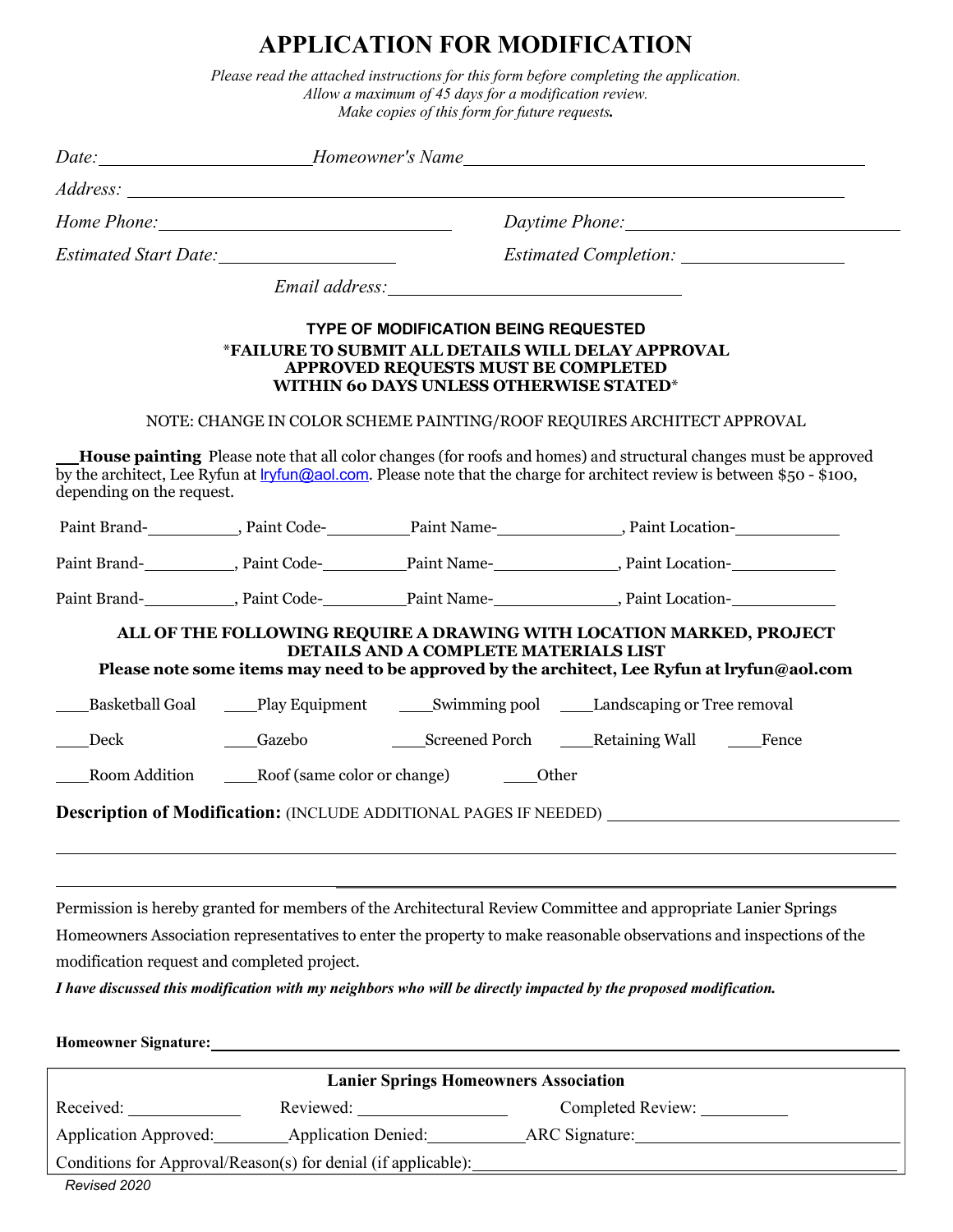# APPLICATION FOR MODIFICATION

*Please read the attached instructions for this form before completing the application.*
*Allow a maximum of 45 days for a modification review.*
*Make copies of this form for future requests.*

*Date:* ____________________ *Homeowner's Name* ________________________________________

*Address:* ____________________________________________________________________

*Home Phone:* ______________________________ *Daytime Phone:* ____________________________

*Estimated Start Date:* __________________ *Estimated Completion:* ________________

*Email address:* ____________________________

**TYPE OF MODIFICATION BEING REQUESTED**

**\*FAILURE TO SUBMIT ALL DETAILS WILL DELAY APPROVAL**
**APPROVED REQUESTS MUST BE COMPLETED**
**WITHIN 60 DAYS UNLESS OTHERWISE STATED\***

NOTE: CHANGE IN COLOR SCHEME PAINTING/ROOF REQUIRES ARCHITECT APPROVAL

___**House painting** Please note that all color changes (for roofs and homes) and structural changes must be approved by the architect, Lee Ryfun at lryfun@aol.com. Please note that the charge for architect review is between $50 - $100, depending on the request.

Paint Brand-__________, Paint Code-_________ Paint Name-______________, Paint Location-____________

Paint Brand-__________, Paint Code-_________ Paint Name-______________, Paint Location-____________

Paint Brand-__________, Paint Code-_________ Paint Name-______________, Paint Location-____________

**ALL OF THE FOLLOWING REQUIRE A DRAWING WITH LOCATION MARKED, PROJECT DETAILS AND A COMPLETE MATERIALS LIST**
**Please note some items may need to be approved by the architect, Lee Ryfun at lryfun@aol.com**

___Basketball Goal ___Play Equipment ___Swimming pool ___Landscaping or Tree removal

___Deck ___Gazebo ___Screened Porch ___Retaining Wall ___Fence

___Room Addition ___Roof (same color or change) ___Other

**Description of Modification:** (INCLUDE ADDITIONAL PAGES IF NEEDED) ______________________________

____________________________________________________________________________________

____________________________________________________________________________________

Permission is hereby granted for members of the Architectural Review Committee and appropriate Lanier Springs Homeowners Association representatives to enter the property to make reasonable observations and inspections of the modification request and completed project.

***I have discussed this modification with my neighbors who will be directly impacted by the proposed modification.***

**Homeowner Signature:** ________________________________________________________________

**Lanier Springs Homeowners Association**

Received: ____________ Reviewed: ________________ Completed Review: __________

Application Approved:________ Application Denied:__________ ARC Signature:____________________________

Conditions for Approval/Reason(s) for denial (if applicable):______________________________________________

*Revised 2020*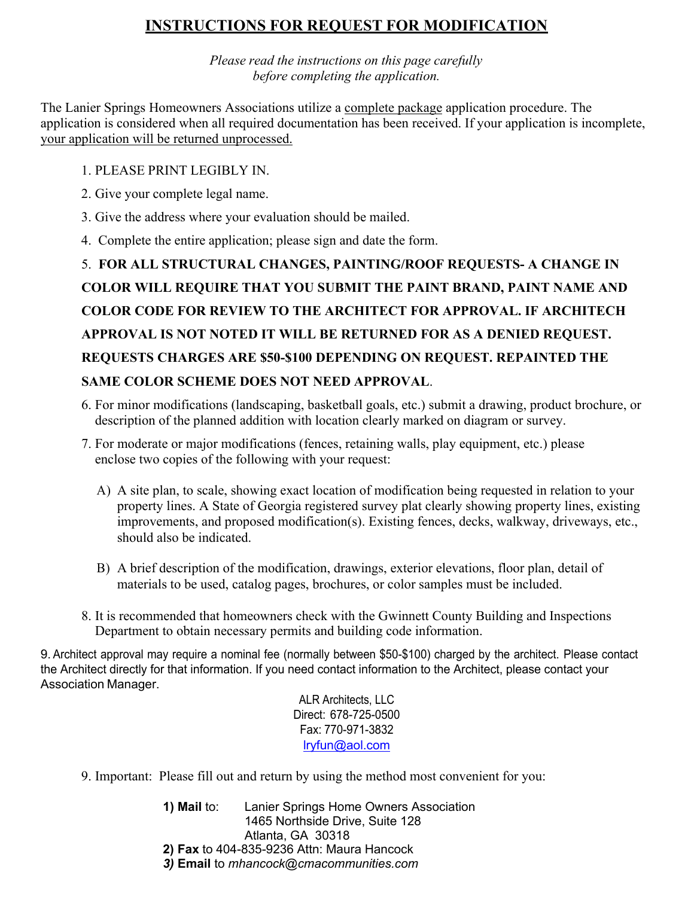# INSTRUCTIONS FOR REQUEST FOR MODIFICATION

*Please read the instructions on this page carefully before completing the application.*

The Lanier Springs Homeowners Associations utilize a complete package application procedure. The application is considered when all required documentation has been received. If your application is incomplete, your application will be returned unprocessed.

1. PLEASE PRINT LEGIBLY IN.
2. Give your complete legal name.
3. Give the address where your evaluation should be mailed.
4. Complete the entire application; please sign and date the form.
5. **FOR ALL STRUCTURAL CHANGES, PAINTING/ROOF REQUESTS- A CHANGE IN COLOR WILL REQUIRE THAT YOU SUBMIT THE PAINT BRAND, PAINT NAME AND COLOR CODE FOR REVIEW TO THE ARCHITECT FOR APPROVAL. IF ARCHITECH APPROVAL IS NOT NOTED IT WILL BE RETURNED FOR AS A DENIED REQUEST. REQUESTS CHARGES ARE $50-$100 DEPENDING ON REQUEST. REPAINTED THE SAME COLOR SCHEME DOES NOT NEED APPROVAL**.
6. For minor modifications (landscaping, basketball goals, etc.) submit a drawing, product brochure, or description of the planned addition with location clearly marked on diagram or survey.
7. For moderate or major modifications (fences, retaining walls, play equipment, etc.) please enclose two copies of the following with your request:

   A) A site plan, to scale, showing exact location of modification being requested in relation to your property lines. A State of Georgia registered survey plat clearly showing property lines, existing improvements, and proposed modification(s). Existing fences, decks, walkway, driveways, etc., should also be indicated.

   B) A brief description of the modification, drawings, exterior elevations, floor plan, detail of materials to be used, catalog pages, brochures, or color samples must be included.

8. It is recommended that homeowners check with the Gwinnett County Building and Inspections Department to obtain necessary permits and building code information.

9. Architect approval may require a nominal fee (normally between $50-$100) charged by the architect. Please contact the Architect directly for that information. If you need contact information to the Architect, please contact your Association Manager.

ALR Architects, LLC
Direct: 678-725-0500
Fax: 770-971-3832
lryfun@aol.com

9. Important: Please fill out and return by using the method most convenient for you:

**1) Mail** to: Lanier Springs Home Owners Association
1465 Northside Drive, Suite 128
Atlanta, GA 30318

**2) Fax** to 404-835-9236 Attn: Maura Hancock

***3) Email*** to *mhancock@cmacommunities.com*